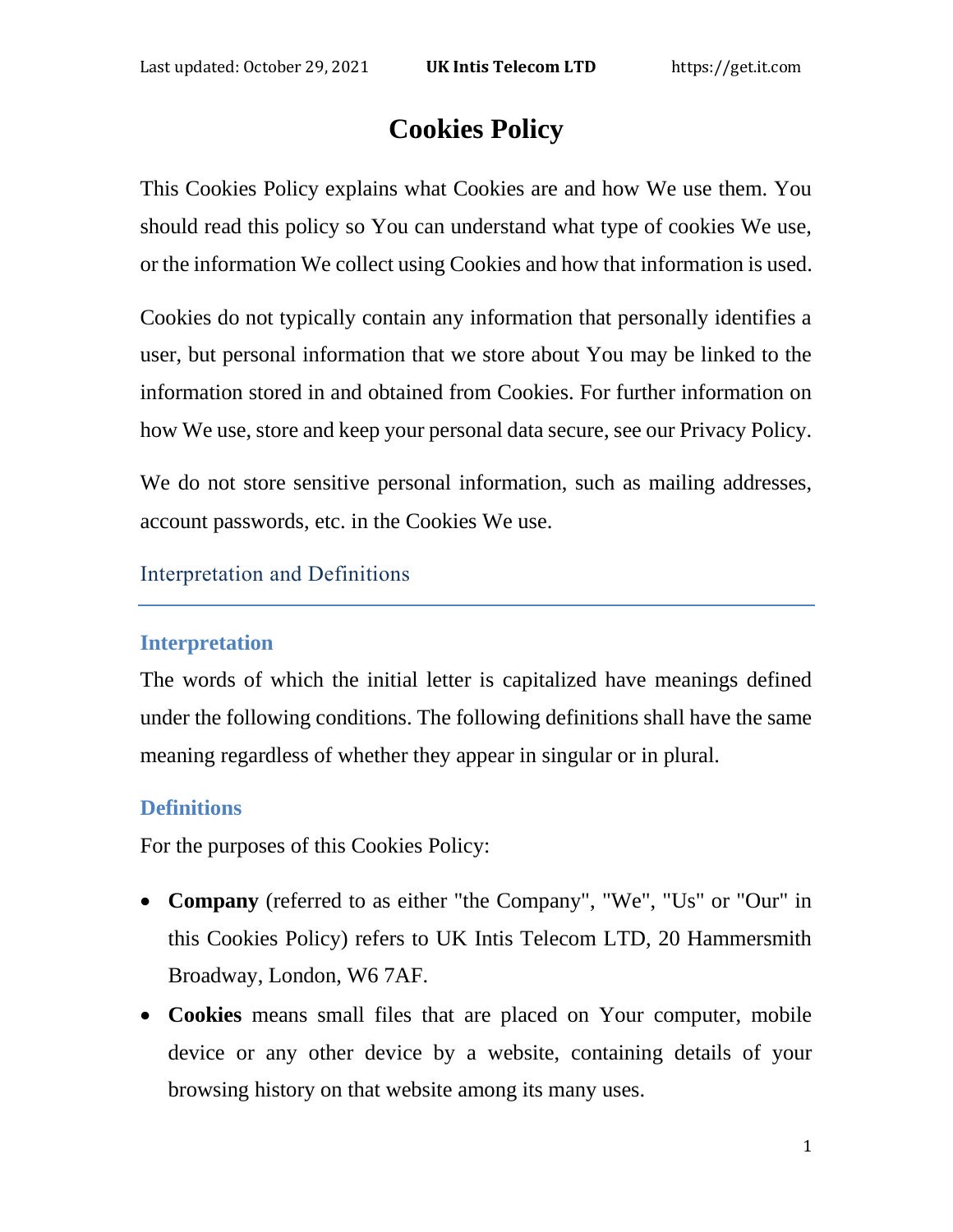# Cookies Policy

This Cookies Policy explains what Cookies are and how We use them. You should read this policy so You can understand what type of cookies We use, or the information We collect using Cookies and how that information is used.

Cookies do not typically contain any information that personally identifies a user, but personal information that we store about You may be linked to the information stored in and obtained from Cookies. For further information on how We use, store and keep your personal data secure, see our Privacy Policy.

We do not store sensitive personal information, such as mailing addresses, account passwords, etc. in the Cookies We use.

## Interpretation and Definitions

### Interpretation

The words of which the initial letter is capitalized have meanings defined under the following conditions. The following definitions shall have the same meaning regardless of whether they appear in singular or in plural.

### Definitions

For the purposes of this Cookies Policy:

- **Company** (referred to as either "the Company", "We", "Us" or "Our" in this Cookies Policy) refers to UK Intis Telecom LTD, 20 Hammersmith Broadway, London, W6 7AF.
- **Cookies** means small files that are placed on Your computer, mobile device or any other device by a website, containing details of your browsing history on that website among its many uses.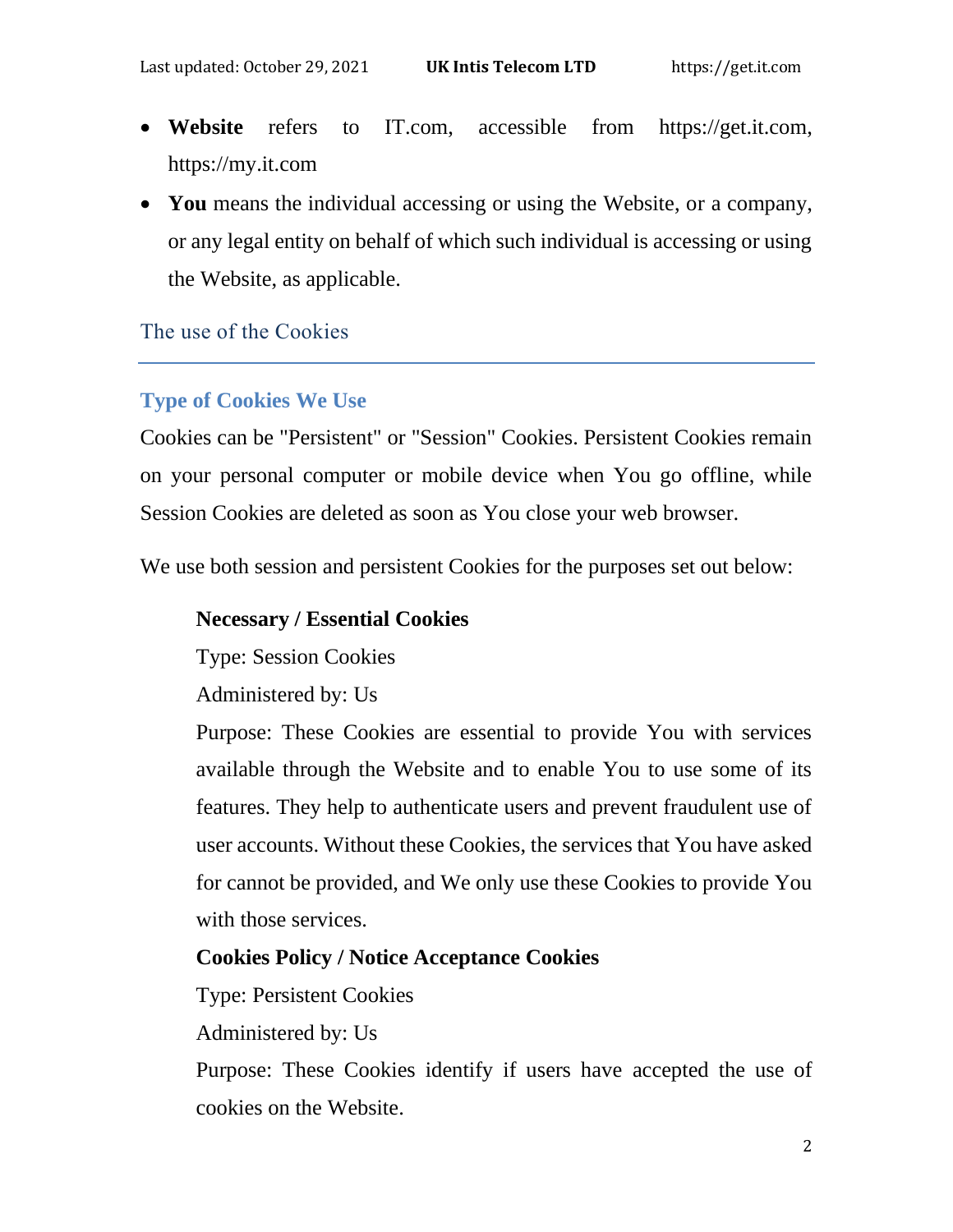- **Website** refers to IT.com, accessible from https://get.it.com, https://my.it.com
- **You** means the individual accessing or using the Website, or a company, or any legal entity on behalf of which such individual is accessing or using the Website, as applicable.

## The use of the Cookies

### Type of Cookies We Use

Cookies can be "Persistent" or "Session" Cookies. Persistent Cookies remain on your personal computer or mobile device when You go offline, while Session Cookies are deleted as soon as You close your web browser.

We use both session and persistent Cookies for the purposes set out below:

**Necessary / Essential Cookies**

Type: Session Cookies

Administered by: Us

Purpose: These Cookies are essential to provide You with services available through the Website and to enable You to use some of its features. They help to authenticate users and prevent fraudulent use of user accounts. Without these Cookies, the services that You have asked for cannot be provided, and We only use these Cookies to provide You with those services.

**Cookies Policy / Notice Acceptance Cookies**

Type: Persistent Cookies

Administered by: Us

Purpose: These Cookies identify if users have accepted the use of cookies on the Website.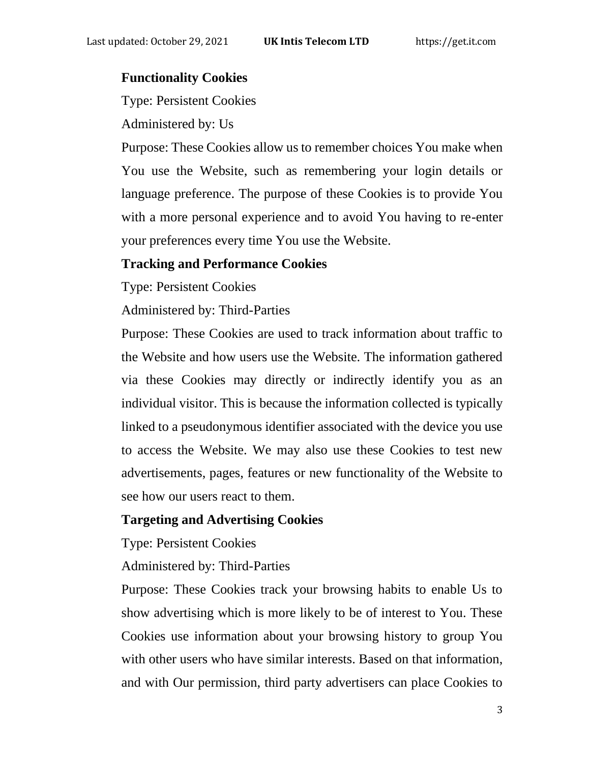**Functionality Cookies**

Type: Persistent Cookies

Administered by: Us

Purpose: These Cookies allow us to remember choices You make when You use the Website, such as remembering your login details or language preference. The purpose of these Cookies is to provide You with a more personal experience and to avoid You having to re-enter your preferences every time You use the Website.

**Tracking and Performance Cookies**

Type: Persistent Cookies

Administered by: Third-Parties

Purpose: These Cookies are used to track information about traffic to the Website and how users use the Website. The information gathered via these Cookies may directly or indirectly identify you as an individual visitor. This is because the information collected is typically linked to a pseudonymous identifier associated with the device you use to access the Website. We may also use these Cookies to test new advertisements, pages, features or new functionality of the Website to see how our users react to them.

**Targeting and Advertising Cookies**

Type: Persistent Cookies

Administered by: Third-Parties

Purpose: These Cookies track your browsing habits to enable Us to show advertising which is more likely to be of interest to You. These Cookies use information about your browsing history to group You with other users who have similar interests. Based on that information, and with Our permission, third party advertisers can place Cookies to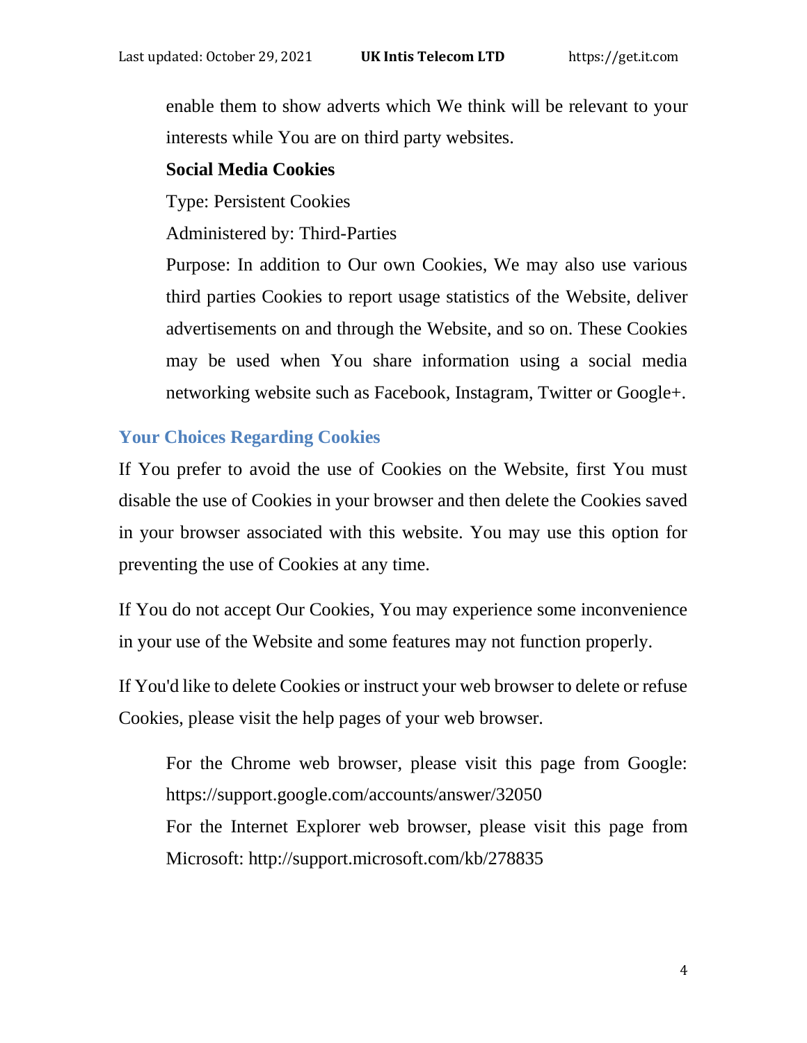enable them to show adverts which We think will be relevant to your interests while You are on third party websites.

**Social Media Cookies**

Type: Persistent Cookies

Administered by: Third-Parties

Purpose: In addition to Our own Cookies, We may also use various third parties Cookies to report usage statistics of the Website, deliver advertisements on and through the Website, and so on. These Cookies may be used when You share information using a social media networking website such as Facebook, Instagram, Twitter or Google+.

## Your Choices Regarding Cookies

If You prefer to avoid the use of Cookies on the Website, first You must disable the use of Cookies in your browser and then delete the Cookies saved in your browser associated with this website. You may use this option for preventing the use of Cookies at any time.

If You do not accept Our Cookies, You may experience some inconvenience in your use of the Website and some features may not function properly.

If You'd like to delete Cookies or instruct your web browser to delete or refuse Cookies, please visit the help pages of your web browser.

For the Chrome web browser, please visit this page from Google: https://support.google.com/accounts/answer/32050

For the Internet Explorer web browser, please visit this page from Microsoft: http://support.microsoft.com/kb/278835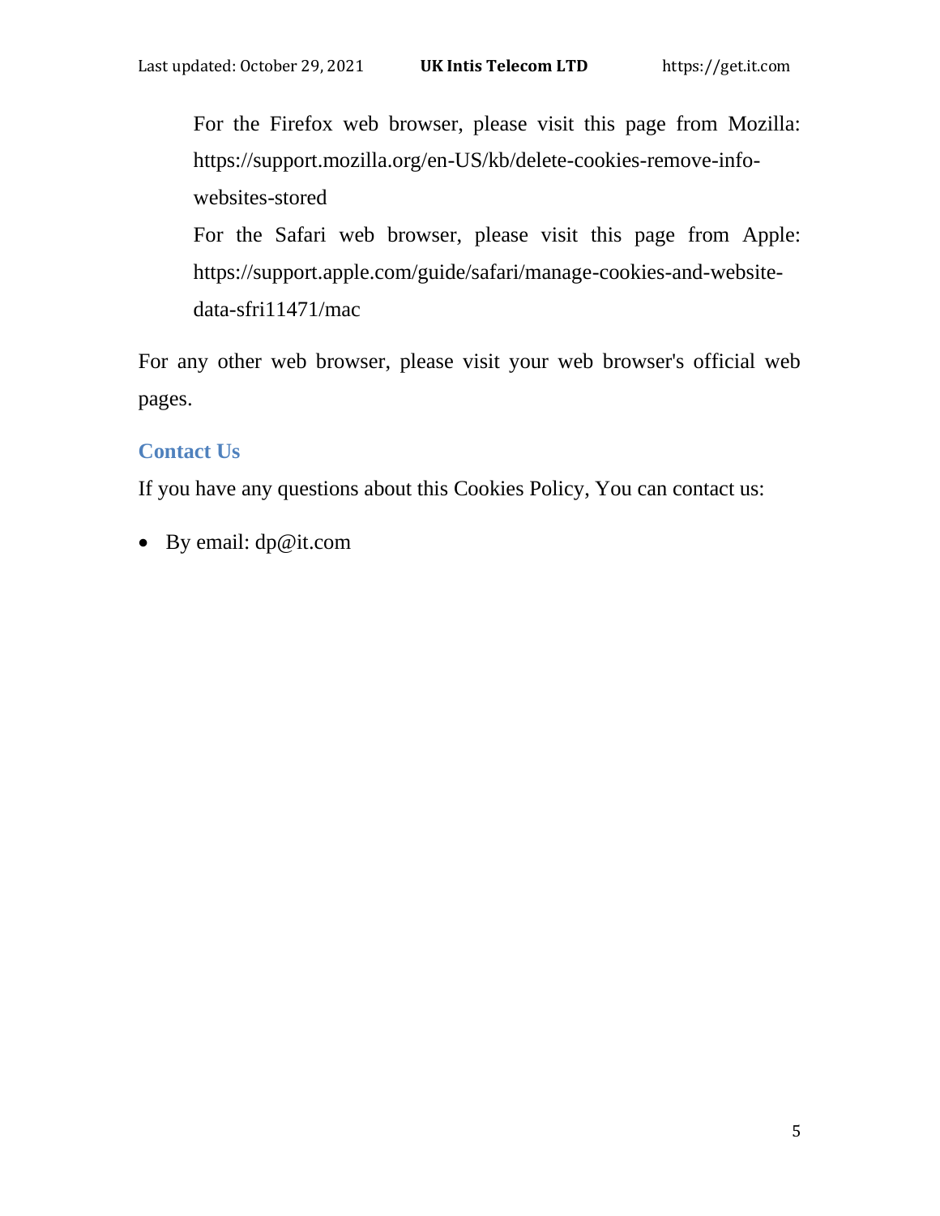For the Firefox web browser, please visit this page from Mozilla: https://support.mozilla.org/en-US/kb/delete-cookies-remove-info-websites-stored

For the Safari web browser, please visit this page from Apple: https://support.apple.com/guide/safari/manage-cookies-and-website-data-sfri11471/mac

For any other web browser, please visit your web browser's official web pages.

## Contact Us

If you have any questions about this Cookies Policy, You can contact us:

- By email: dp@it.com